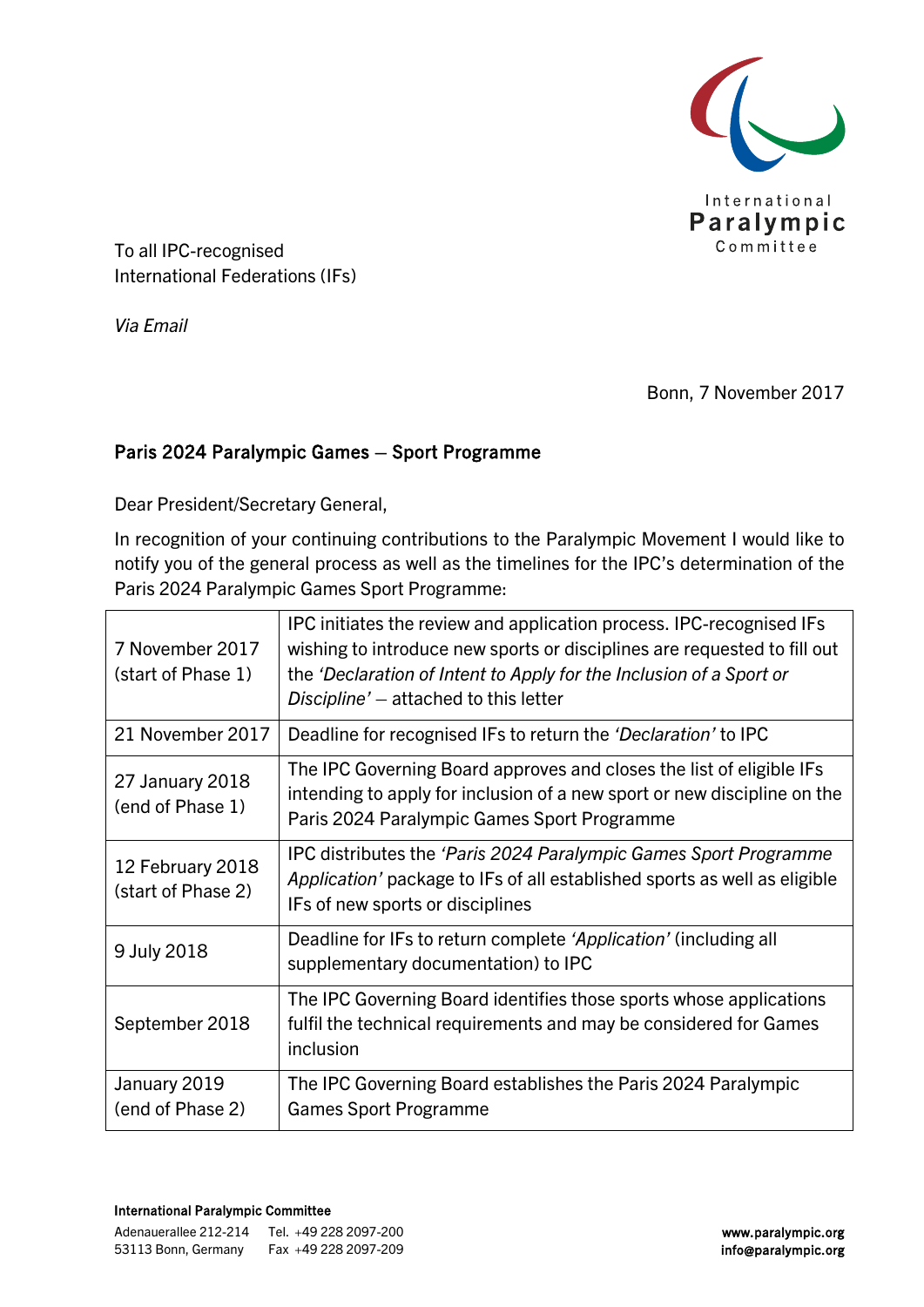International Paralympic Committee

To all IPC-recognised
International Federations (IFs)

*Via Email*

Bonn, 7 November 2017

**Paris 2024 Paralympic Games – Sport Programme**

Dear President/Secretary General,

In recognition of your continuing contributions to the Paralympic Movement I would like to notify you of the general process as well as the timelines for the IPC's determination of the Paris 2024 Paralympic Games Sport Programme:

| | |
|---|---|
| 7 November 2017 (start of Phase 1) | IPC initiates the review and application process. IPC-recognised IFs wishing to introduce new sports or disciplines are requested to fill out the *'Declaration of Intent to Apply for the Inclusion of a Sport or Discipline'* – attached to this letter |
| 21 November 2017 | Deadline for recognised IFs to return the *'Declaration'* to IPC |
| 27 January 2018 (end of Phase 1) | The IPC Governing Board approves and closes the list of eligible IFs intending to apply for inclusion of a new sport or new discipline on the Paris 2024 Paralympic Games Sport Programme |
| 12 February 2018 (start of Phase 2) | IPC distributes the *'Paris 2024 Paralympic Games Sport Programme Application'* package to IFs of all established sports as well as eligible IFs of new sports or disciplines |
| 9 July 2018 | Deadline for IFs to return complete *'Application'* (including all supplementary documentation) to IPC |
| September 2018 | The IPC Governing Board identifies those sports whose applications fulfil the technical requirements and may be considered for Games inclusion |
| January 2019 (end of Phase 2) | The IPC Governing Board establishes the Paris 2024 Paralympic Games Sport Programme |

**International Paralympic Committee**
Adenauerallee 212-214, 53113 Bonn, Germany
Tel. +49 228 2097-200
Fax +49 228 2097-209
**www.paralympic.org**
**info@paralympic.org**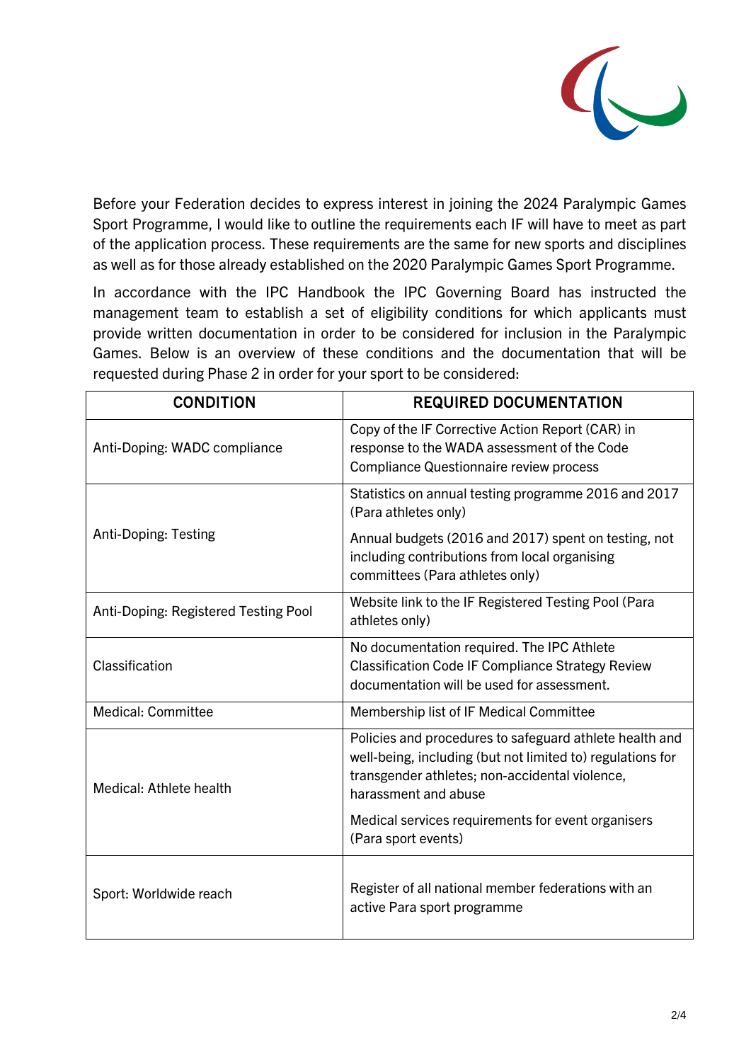Before your Federation decides to express interest in joining the 2024 Paralympic Games Sport Programme, I would like to outline the requirements each IF will have to meet as part of the application process. These requirements are the same for new sports and disciplines as well as for those already established on the 2020 Paralympic Games Sport Programme.

In accordance with the IPC Handbook the IPC Governing Board has instructed the management team to establish a set of eligibility conditions for which applicants must provide written documentation in order to be considered for inclusion in the Paralympic Games. Below is an overview of these conditions and the documentation that will be requested during Phase 2 in order for your sport to be considered:

| CONDITION | REQUIRED DOCUMENTATION |
| --- | --- |
| Anti-Doping: WADC compliance | Copy of the IF Corrective Action Report (CAR) in response to the WADA assessment of the Code Compliance Questionnaire review process |
| Anti-Doping: Testing | Statistics on annual testing programme 2016 and 2017 (Para athletes only)<br><br>Annual budgets (2016 and 2017) spent on testing, not including contributions from local organising committees (Para athletes only) |
| Anti-Doping: Registered Testing Pool | Website link to the IF Registered Testing Pool (Para athletes only) |
| Classification | No documentation required. The IPC Athlete Classification Code IF Compliance Strategy Review documentation will be used for assessment. |
| Medical: Committee | Membership list of IF Medical Committee |
| Medical: Athlete health | Policies and procedures to safeguard athlete health and well-being, including (but not limited to) regulations for transgender athletes; non-accidental violence, harassment and abuse<br><br>Medical services requirements for event organisers (Para sport events) |
| Sport: Worldwide reach | Register of all national member federations with an active Para sport programme |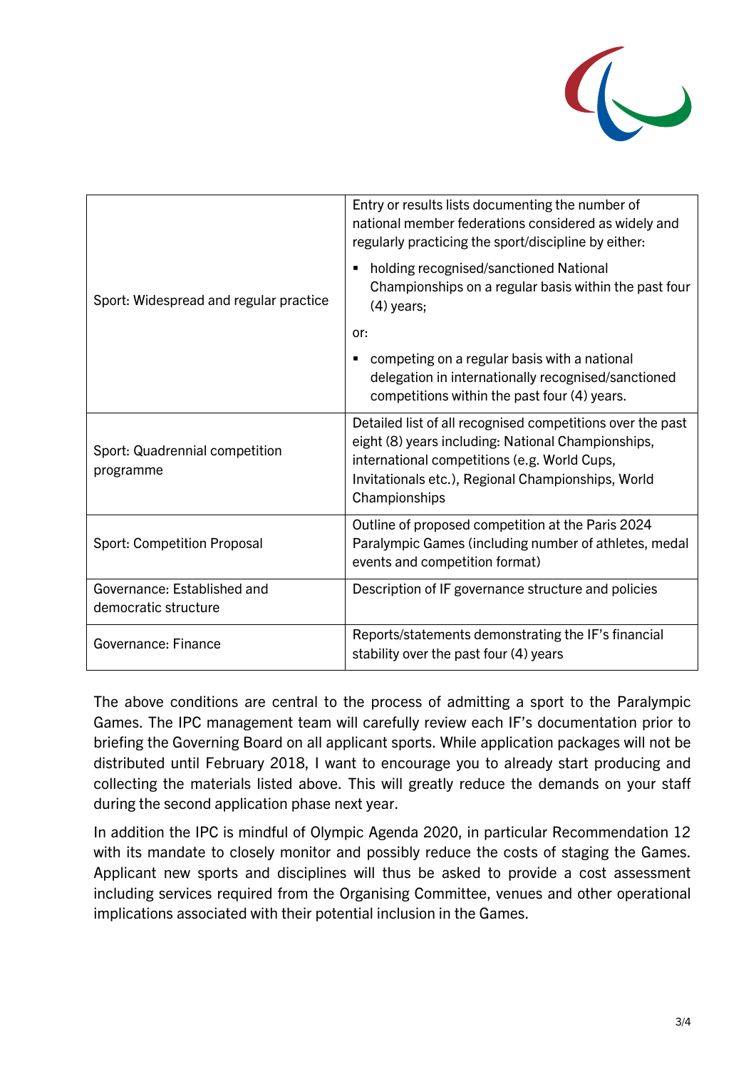| | |
|---|---|
| Sport: Widespread and regular practice | Entry or results lists documenting the number of national member federations considered as widely and regularly practicing the sport/discipline by either:<br>▪ holding recognised/sanctioned National Championships on a regular basis within the past four (4) years;<br>or:<br>▪ competing on a regular basis with a national delegation in internationally recognised/sanctioned competitions within the past four (4) years. |
| Sport: Quadrennial competition programme | Detailed list of all recognised competitions over the past eight (8) years including: National Championships, international competitions (e.g. World Cups, Invitationals etc.), Regional Championships, World Championships |
| Sport: Competition Proposal | Outline of proposed competition at the Paris 2024 Paralympic Games (including number of athletes, medal events and competition format) |
| Governance: Established and democratic structure | Description of IF governance structure and policies |
| Governance: Finance | Reports/statements demonstrating the IF's financial stability over the past four (4) years |

The above conditions are central to the process of admitting a sport to the Paralympic Games. The IPC management team will carefully review each IF's documentation prior to briefing the Governing Board on all applicant sports. While application packages will not be distributed until February 2018, I want to encourage you to already start producing and collecting the materials listed above. This will greatly reduce the demands on your staff during the second application phase next year.

In addition the IPC is mindful of Olympic Agenda 2020, in particular Recommendation 12 with its mandate to closely monitor and possibly reduce the costs of staging the Games. Applicant new sports and disciplines will thus be asked to provide a cost assessment including services required from the Organising Committee, venues and other operational implications associated with their potential inclusion in the Games.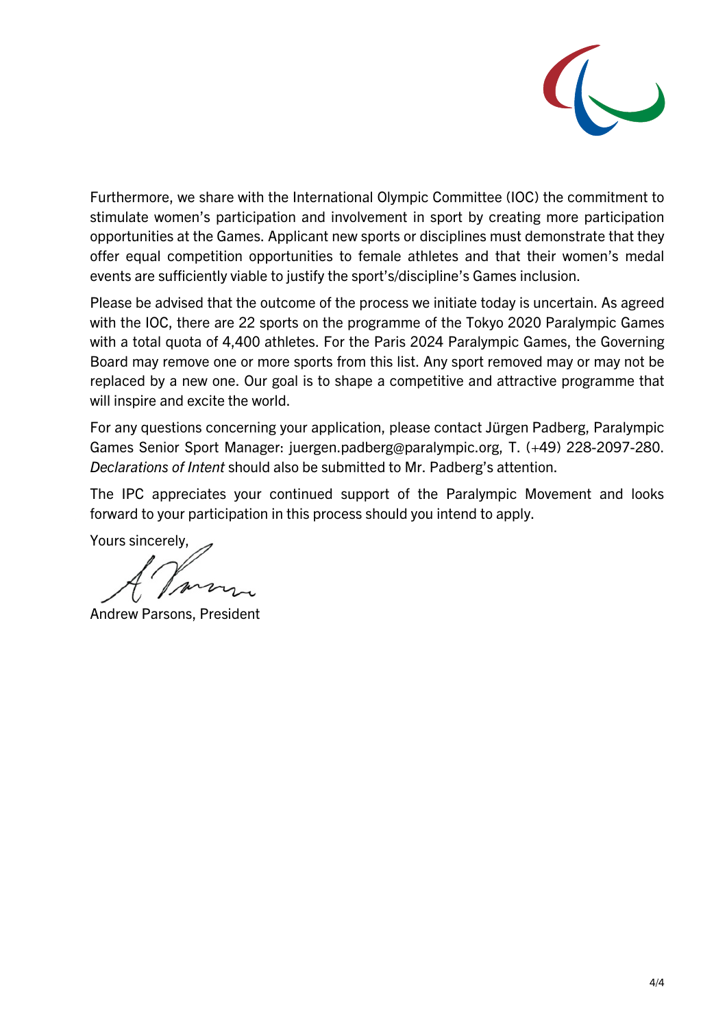Furthermore, we share with the International Olympic Committee (IOC) the commitment to stimulate women's participation and involvement in sport by creating more participation opportunities at the Games. Applicant new sports or disciplines must demonstrate that they offer equal competition opportunities to female athletes and that their women's medal events are sufficiently viable to justify the sport's/discipline's Games inclusion.

Please be advised that the outcome of the process we initiate today is uncertain. As agreed with the IOC, there are 22 sports on the programme of the Tokyo 2020 Paralympic Games with a total quota of 4,400 athletes. For the Paris 2024 Paralympic Games, the Governing Board may remove one or more sports from this list. Any sport removed may or may not be replaced by a new one. Our goal is to shape a competitive and attractive programme that will inspire and excite the world.

For any questions concerning your application, please contact Jürgen Padberg, Paralympic Games Senior Sport Manager: juergen.padberg@paralympic.org, T. (+49) 228-2097-280. *Declarations of Intent* should also be submitted to Mr. Padberg's attention.

The IPC appreciates your continued support of the Paralympic Movement and looks forward to your participation in this process should you intend to apply.

Yours sincerely,

Andrew Parsons, President